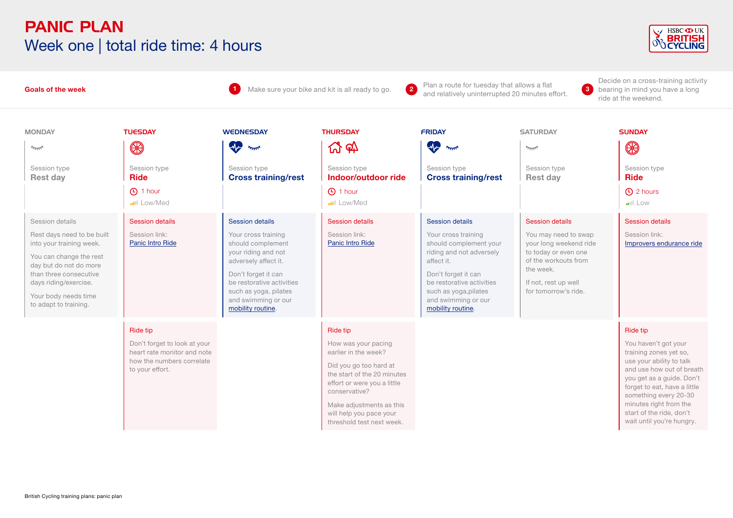# PANIC PLAN

## Week one | total ride time: 4 hours

**Goals of the week**

1. Make sure your bike and kit is all ready to go.
2. Plan a route for tuesday that allows a flat and relatively uninterrupted 20 minutes effort.
3. Decide on a cross-training activity bearing in mind you have a long ride at the weekend.

### MONDAY

Session type
**Rest day**

Session details

Rest days need to be built into your training week.

You can change the rest day but do not do more than three consecutive days riding/exercise.

Your body needs time to adapt to training.

### TUESDAY

Session type
**Ride**

1 hour

Low/Med

Session details

Session link:
Panic Intro Ride

Ride tip

Don't forget to look at your heart rate monitor and note how the numbers correlate to your effort.

### WEDNESDAY

Session type
**Cross training/rest**

Session details

Your cross training should complement your riding and not adversely affect it.

Don't forget it can be restorative activities such as yoga, pilates and swimming or our mobility routine.

### THURSDAY

Session type
**Indoor/outdoor ride**

1 hour

Low/Med

Session details

Session link:
Panic Intro Ride

Ride tip

How was your pacing earlier in the week?

Did you go too hard at the start of the 20 minutes effort or were you a little conservative?

Make adjustments as this will help you pace your threshold test next week.

### FRIDAY

Session type
**Cross training/rest**

Session details

Your cross training should complement your riding and not adversely affect it.

Don't forget it can be restorative activities such as yoga,pilates and swimming or our mobility routine.

### SATURDAY

Session type
**Rest day**

Session details

You may need to swap your long weekend ride to today or even one of the workouts from the week.

If not, rest up well for tomorrow's ride.

### SUNDAY

Session type
**Ride**

2 hours

Low

Session details

Session link:
Improvers endurance ride

Ride tip

You haven't got your training zones yet so, use your ability to talk and use how out of breath you get as a guide. Don't forget to eat, have a little something every 20-30 minutes right from the start of the ride, don't wait until you're hungry.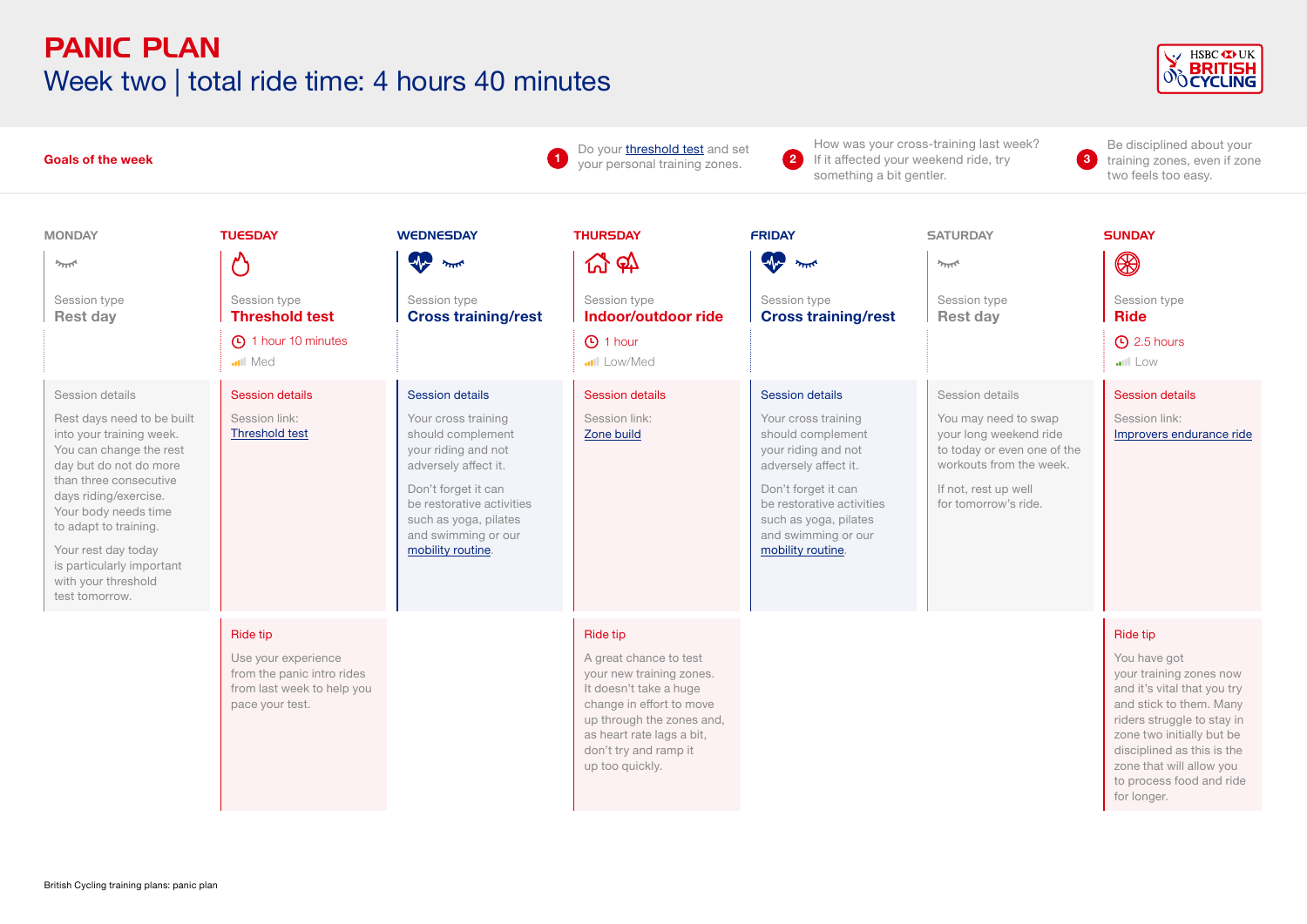# PANIC PLAN

## Week two | total ride time: 4 hours 40 minutes

**Goals of the week**

1. Do your threshold test and set your personal training zones.
2. How was your cross-training last week? If it affected your weekend ride, try something a bit gentler.
3. Be disciplined about your training zones, even if zone two feels too easy.

### MONDAY

Session type
**Rest day**

**Session details**

Rest days need to be built into your training week. You can change the rest day but do not do more than three consecutive days riding/exercise. Your body needs time to adapt to training.

Your rest day today is particularly important with your threshold test tomorrow.

### TUESDAY

Session type
**Threshold test**

1 hour 10 minutes
Med

**Session details**

Session link:
Threshold test

**Ride tip**

Use your experience from the panic intro rides from last week to help you pace your test.

### WEDNESDAY

Session type
**Cross training/rest**

**Session details**

Your cross training should complement your riding and not adversely affect it.

Don't forget it can be restorative activities such as yoga, pilates and swimming or our mobility routine.

### THURSDAY

Session type
**Indoor/outdoor ride**

1 hour
Low/Med

**Session details**

Session link:
Zone build

**Ride tip**

A great chance to test your new training zones. It doesn't take a huge change in effort to move up through the zones and, as heart rate lags a bit, don't try and ramp it up too quickly.

### FRIDAY

Session type
**Cross training/rest**

**Session details**

Your cross training should complement your riding and not adversely affect it.

Don't forget it can be restorative activities such as yoga, pilates and swimming or our mobility routine.

### SATURDAY

Session type
**Rest day**

**Session details**

You may need to swap your long weekend ride to today or even one of the workouts from the week.

If not, rest up well for tomorrow's ride.

### SUNDAY

Session type
**Ride**

2.5 hours
Low

**Session details**

Session link:
Improvers endurance ride

**Ride tip**

You have got your training zones now and it's vital that you try and stick to them. Many riders struggle to stay in zone two initially but be disciplined as this is the zone that will allow you to process food and ride for longer.

British Cycling training plans: panic plan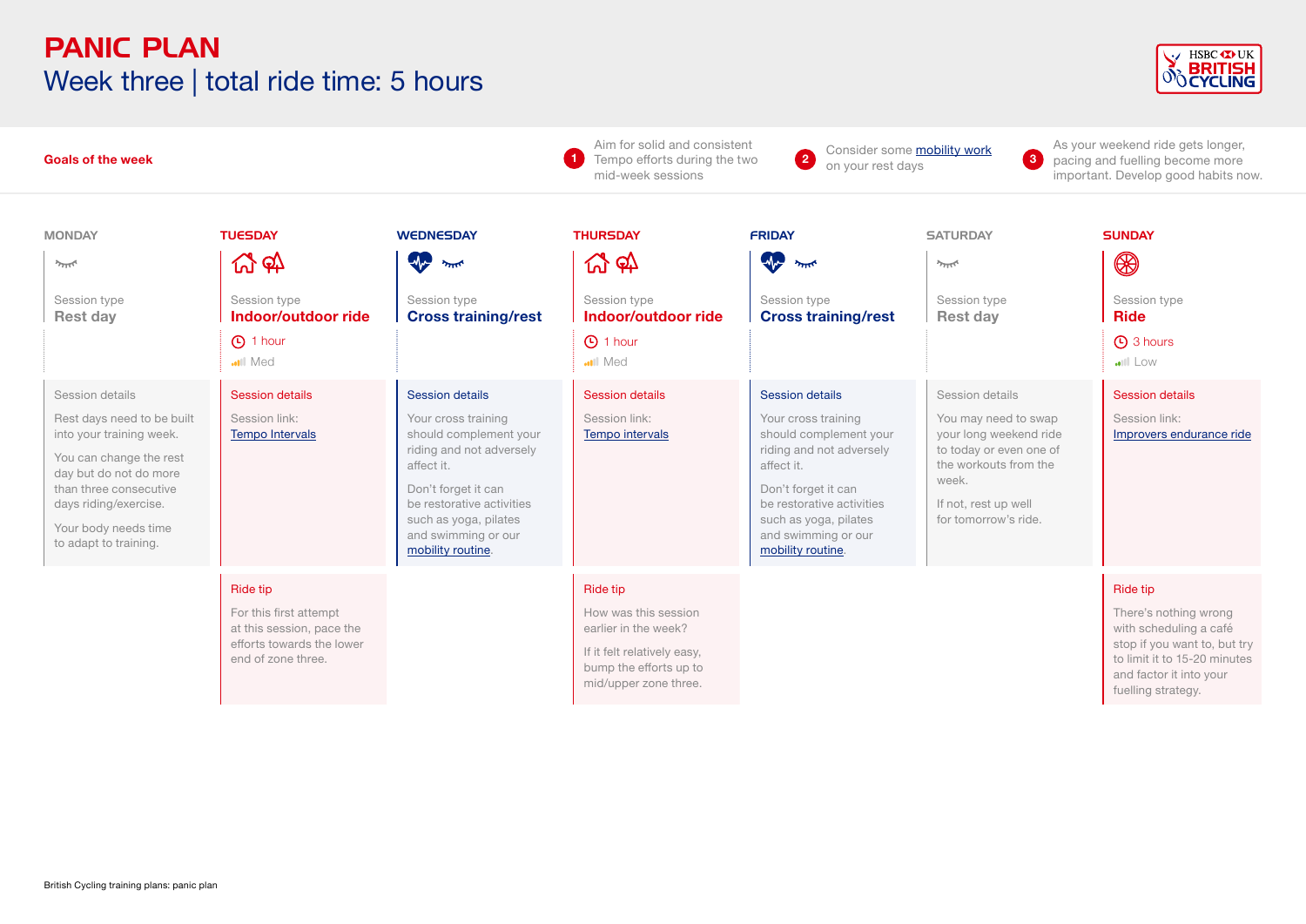# PANIC PLAN

## Week three | total ride time: 5 hours

**Goals of the week**

1. Aim for solid and consistent Tempo efforts during the two mid-week sessions
2. Consider some mobility work on your rest days
3. As your weekend ride gets longer, pacing and fuelling become more important. Develop good habits now.

### MONDAY

Session type
**Rest day**

Session details

Rest days need to be built into your training week.

You can change the rest day but do not do more than three consecutive days riding/exercise.

Your body needs time to adapt to training.

### TUESDAY

Session type
**Indoor/outdoor ride**

1 hour

Med

Session details

Session link:
Tempo Intervals

Ride tip

For this first attempt at this session, pace the efforts towards the lower end of zone three.

### WEDNESDAY

Session type
**Cross training/rest**

Session details

Your cross training should complement your riding and not adversely affect it.

Don't forget it can be restorative activities such as yoga, pilates and swimming or our mobility routine.

### THURSDAY

Session type
**Indoor/outdoor ride**

1 hour

Med

Session details

Session link:
Tempo intervals

Ride tip

How was this session earlier in the week?

If it felt relatively easy, bump the efforts up to mid/upper zone three.

### FRIDAY

Session type
**Cross training/rest**

Session details

Your cross training should complement your riding and not adversely affect it.

Don't forget it can be restorative activities such as yoga, pilates and swimming or our mobility routine.

### SATURDAY

Session type
**Rest day**

Session details

You may need to swap your long weekend ride to today or even one of the workouts from the week.

If not, rest up well for tomorrow's ride.

### SUNDAY

Session type
**Ride**

3 hours

Low

Session details

Session link:
Improvers endurance ride

Ride tip

There's nothing wrong with scheduling a café stop if you want to, but try to limit it to 15-20 minutes and factor it into your fuelling strategy.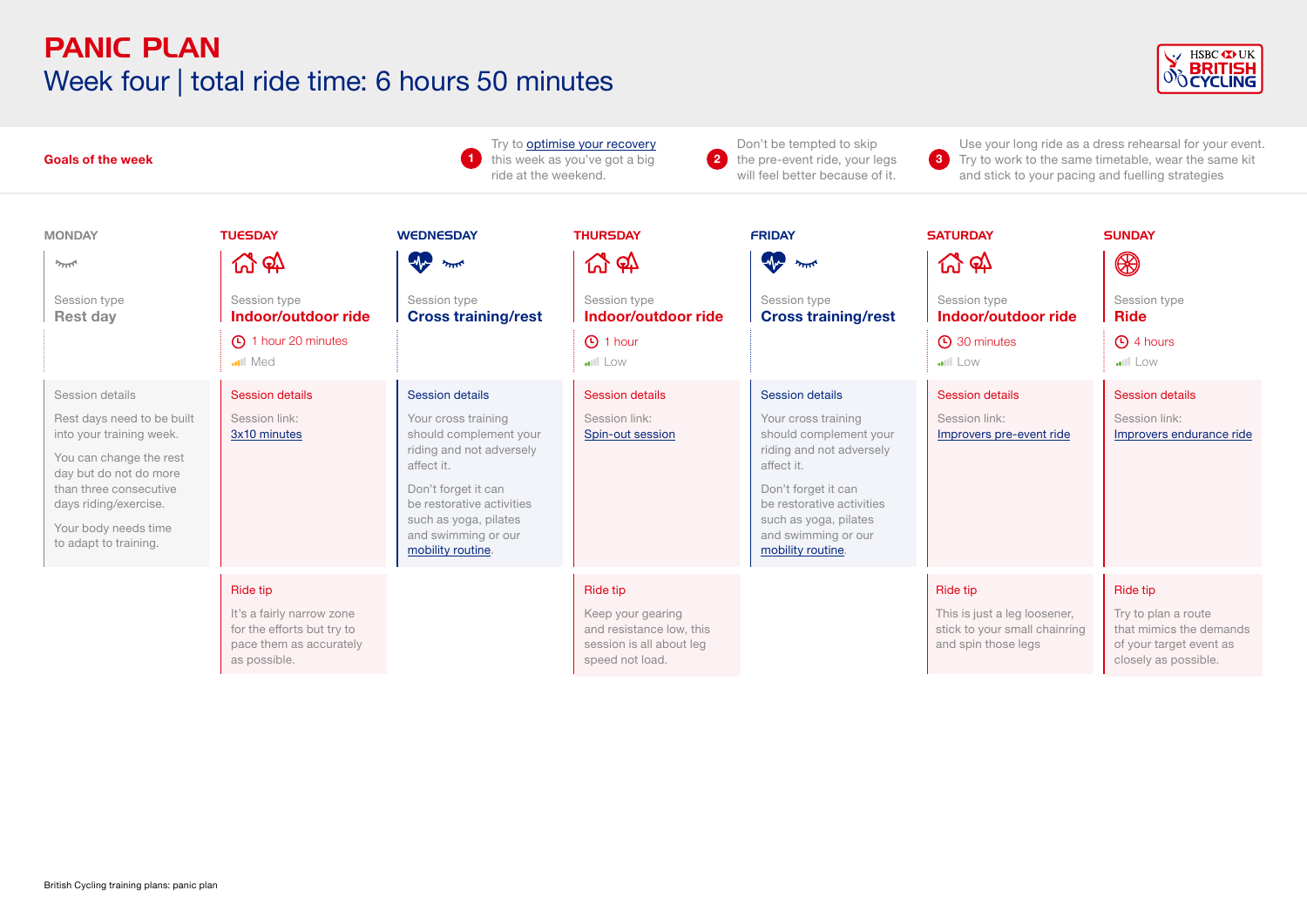# PANIC PLAN

## Week four | total ride time: 6 hours 50 minutes

**Goals of the week**

1. Try to optimise your recovery this week as you've got a big ride at the weekend.
2. Don't be tempted to skip the pre-event ride, your legs will feel better because of it.
3. Use your long ride as a dress rehearsal for your event. Try to work to the same timetable, wear the same kit and stick to your pacing and fuelling strategies

### MONDAY

Session type
**Rest day**

Session details

Rest days need to be built into your training week.

You can change the rest day but do not do more than three consecutive days riding/exercise.

Your body needs time to adapt to training.

### TUESDAY

Session type
**Indoor/outdoor ride**

1 hour 20 minutes
Med

Session details

Session link:
3x10 minutes

Ride tip

It's a fairly narrow zone for the efforts but try to pace them as accurately as possible.

### WEDNESDAY

Session type
**Cross training/rest**

Session details

Your cross training should complement your riding and not adversely affect it.

Don't forget it can be restorative activities such as yoga, pilates and swimming or our mobility routine.

### THURSDAY

Session type
**Indoor/outdoor ride**

1 hour
Low

Session details

Session link:
Spin-out session

Ride tip

Keep your gearing and resistance low, this session is all about leg speed not load.

### FRIDAY

Session type
**Cross training/rest**

Session details

Your cross training should complement your riding and not adversely affect it.

Don't forget it can be restorative activities such as yoga, pilates and swimming or our mobility routine.

### SATURDAY

Session type
**Indoor/outdoor ride**

30 minutes
Low

Session details

Session link:
Improvers pre-event ride

Ride tip

This is just a leg loosener, stick to your small chainring and spin those legs

### SUNDAY

Session type
**Ride**

4 hours
Low

Session details

Session link:
Improvers endurance ride

Ride tip

Try to plan a route that mimics the demands of your target event as closely as possible.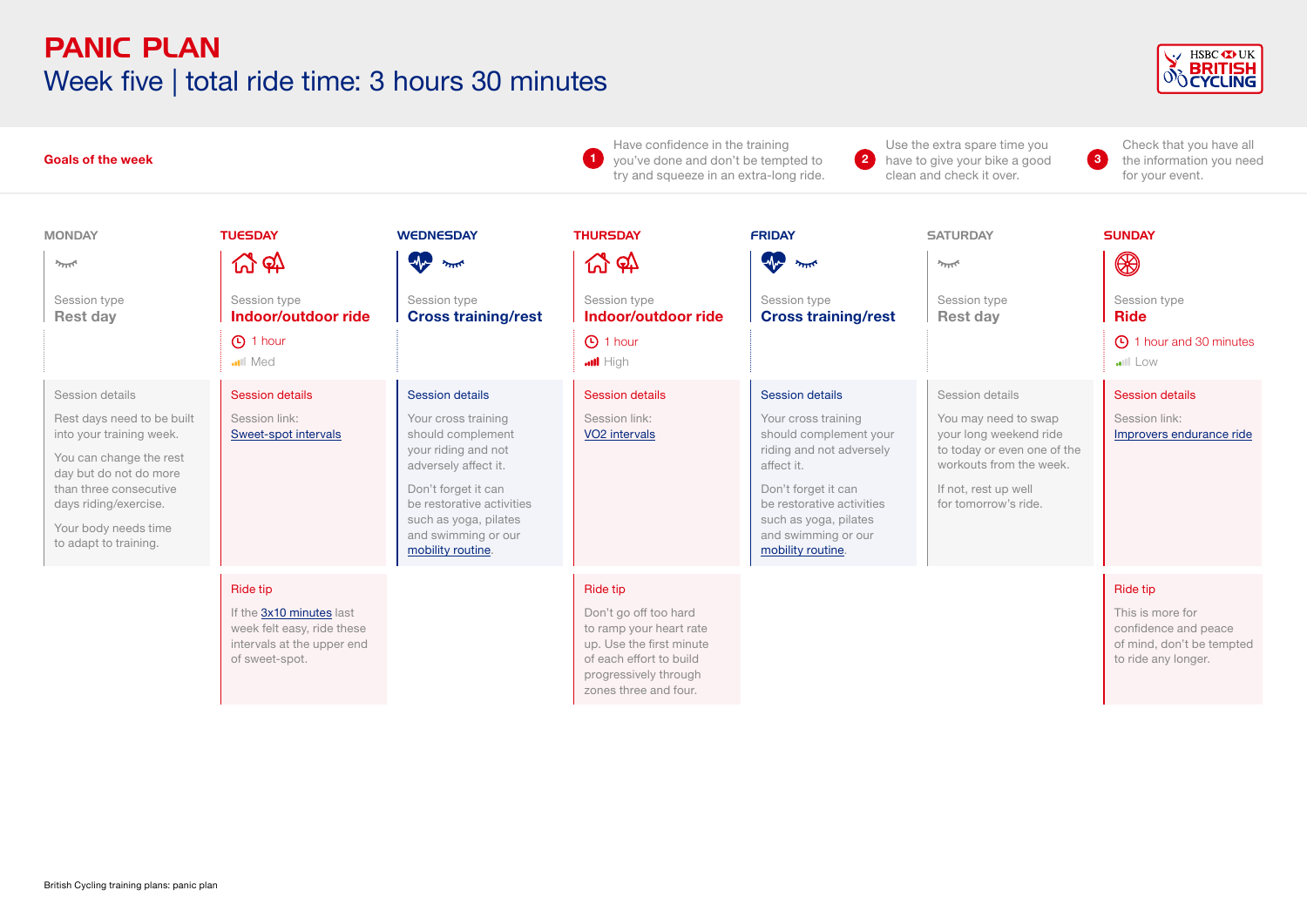# PANIC PLAN

## Week five | total ride time: 3 hours 30 minutes

**Goals of the week**

1. Have confidence in the training you've done and don't be tempted to try and squeeze in an extra-long ride.
2. Use the extra spare time you have to give your bike a good clean and check it over.
3. Check that you have all the information you need for your event.

### MONDAY

Session type
**Rest day**

Session details

Rest days need to be built into your training week.

You can change the rest day but do not do more than three consecutive days riding/exercise.

Your body needs time to adapt to training.

### TUESDAY

Session type
**Indoor/outdoor ride**

1 hour

Med

Session details

Session link: Sweet-spot intervals

Ride tip

If the 3x10 minutes last week felt easy, ride these intervals at the upper end of sweet-spot.

### WEDNESDAY

Session type
**Cross training/rest**

Session details

Your cross training should complement your riding and not adversely affect it.

Don't forget it can be restorative activities such as yoga, pilates and swimming or our mobility routine.

### THURSDAY

Session type
**Indoor/outdoor ride**

1 hour

High

Session details

Session link: VO2 intervals

Ride tip

Don't go off too hard to ramp your heart rate up. Use the first minute of each effort to build progressively through zones three and four.

### FRIDAY

Session type
**Cross training/rest**

Session details

Your cross training should complement your riding and not adversely affect it.

Don't forget it can be restorative activities such as yoga, pilates and swimming or our mobility routine.

### SATURDAY

Session type
**Rest day**

Session details

You may need to swap your long weekend ride to today or even one of the workouts from the week.

If not, rest up well for tomorrow's ride.

### SUNDAY

Session type
**Ride**

1 hour and 30 minutes

Low

Session details

Session link: Improvers endurance ride

Ride tip

This is more for confidence and peace of mind, don't be tempted to ride any longer.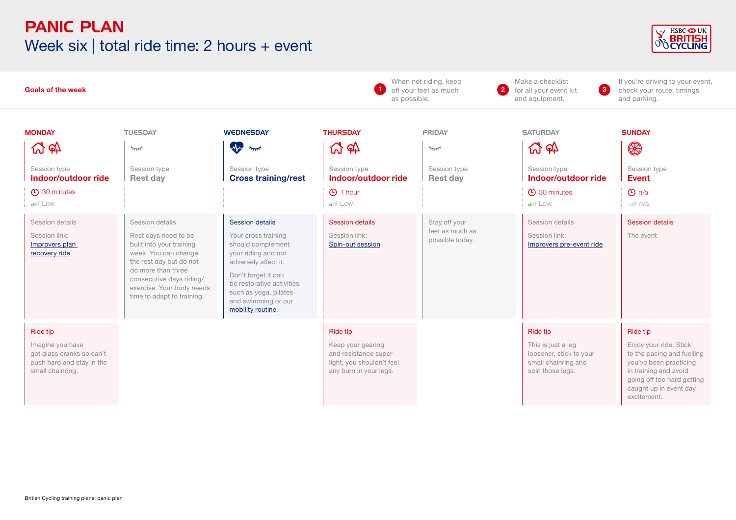# PANIC PLAN

## Week six | total ride time: 2 hours + event

**Goals of the week**

1. When not riding, keep off your feet as much as possible.
2. Make a checklist for all your event kit and equipment.
3. If you're driving to your event, check your route, timings and parking.

| | MONDAY | TUESDAY | WEDNESDAY | THURSDAY | FRIDAY | SATURDAY | SUNDAY |
|---|---|---|---|---|---|---|---|
| Session type | Indoor/outdoor ride | Rest day | Cross training/rest | Indoor/outdoor ride | Rest day | Indoor/outdoor ride | Event |
| Duration | 30 minutes | | | 1 hour | | 30 minutes | n/a |
| Intensity | Low | | | Low | | Low | n/a |
| Session details | Session link: Improvers plan recovery ride | Rest days need to be built into your training week. You can change the rest day but do not do more than three consecutive days riding/exercise. Your body needs time to adapt to training. | Your cross training should complement your riding and not adversely affect it. Don't forget it can be restorative activities such as yoga, pilates and swimming or our mobility routine. | Session link: Spin-out session | Stay off your feet as much as possible today. | Session link: Improvers pre-event ride | The event |
| Ride tip | Imagine you have got glass cranks so can't push hard and stay in the small chainring. | | | Keep your gearing and resistance super light, you shouldn't feel any burn in your legs. | | This is just a leg loosener, stick to your small chainring and spin those legs. | Enjoy your ride. Stick to the pacing and fuelling you've been practicing in training and avoid going off too hard getting caught up in event day excitement. |

British Cycling training plans: panic plan